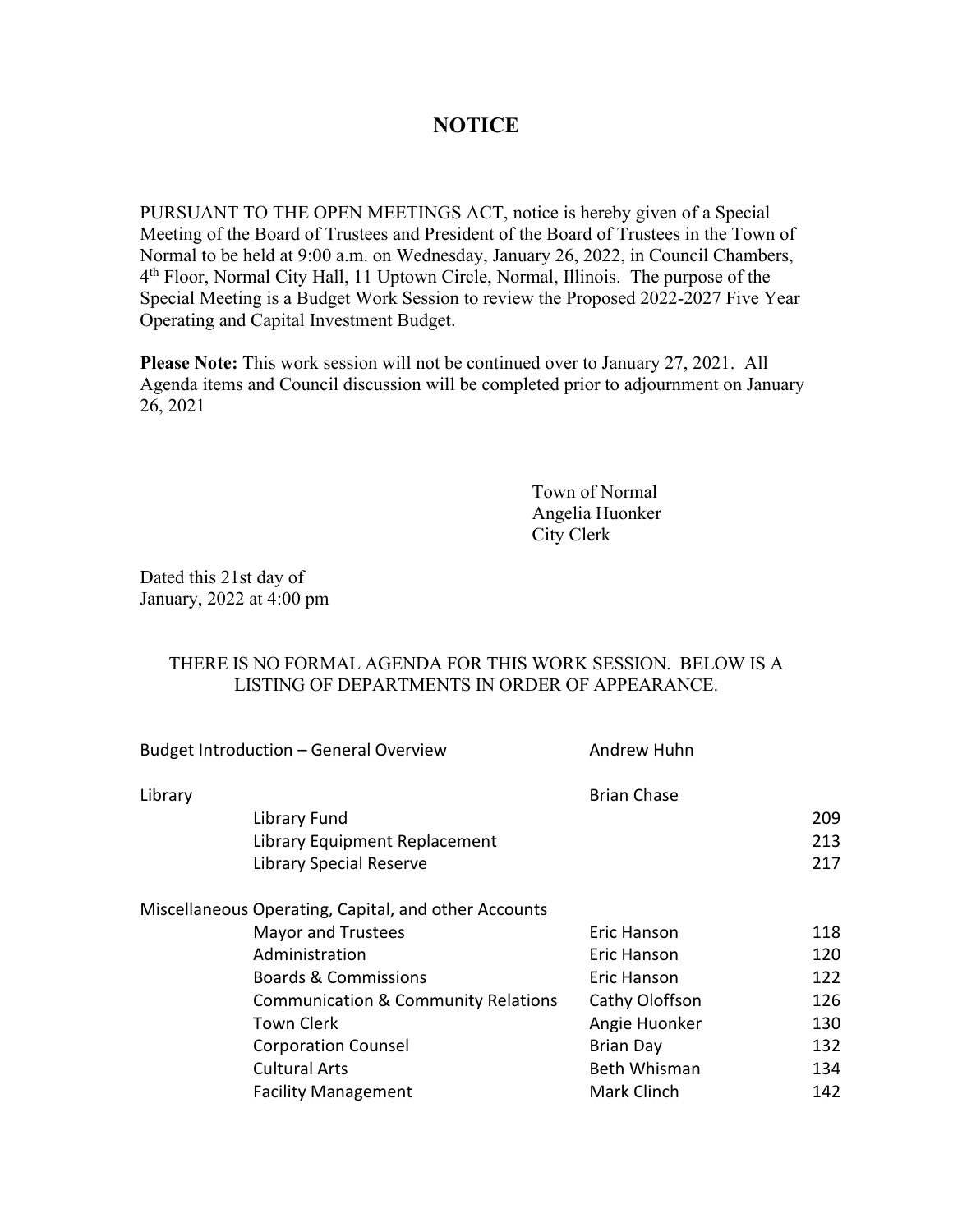# NOTICE

PURSUANT TO THE OPEN MEETINGS ACT, notice is hereby given of a Special Meeting of the Board of Trustees and President of the Board of Trustees in the Town of Normal to be held at 9:00 a.m. on Wednesday, January 26, 2022, in Council Chambers, 4th Floor, Normal City Hall, 11 Uptown Circle, Normal, Illinois. The purpose of the Special Meeting is a Budget Work Session to review the Proposed 2022-2027 Five Year Operating and Capital Investment Budget.

**Please Note:** This work session will not be continued over to January 27, 2021. All Agenda items and Council discussion will be completed prior to adjournment on January 26, 2021

Town of Normal
Angelia Huonker
City Clerk

Dated this 21st day of
January, 2022 at 4:00 pm

THERE IS NO FORMAL AGENDA FOR THIS WORK SESSION. BELOW IS A LISTING OF DEPARTMENTS IN ORDER OF APPEARANCE.

| | | | |
|---|---|---|---|
| Budget Introduction – General Overview | | Andrew Huhn | |
| Library | | Brian Chase | |
| | Library Fund | | 209 |
| | Library Equipment Replacement | | 213 |
| | Library Special Reserve | | 217 |
| Miscellaneous Operating, Capital, and other Accounts | | | |
| | Mayor and Trustees | Eric Hanson | 118 |
| | Administration | Eric Hanson | 120 |
| | Boards & Commissions | Eric Hanson | 122 |
| | Communication & Community Relations | Cathy Oloffson | 126 |
| | Town Clerk | Angie Huonker | 130 |
| | Corporation Counsel | Brian Day | 132 |
| | Cultural Arts | Beth Whisman | 134 |
| | Facility Management | Mark Clinch | 142 |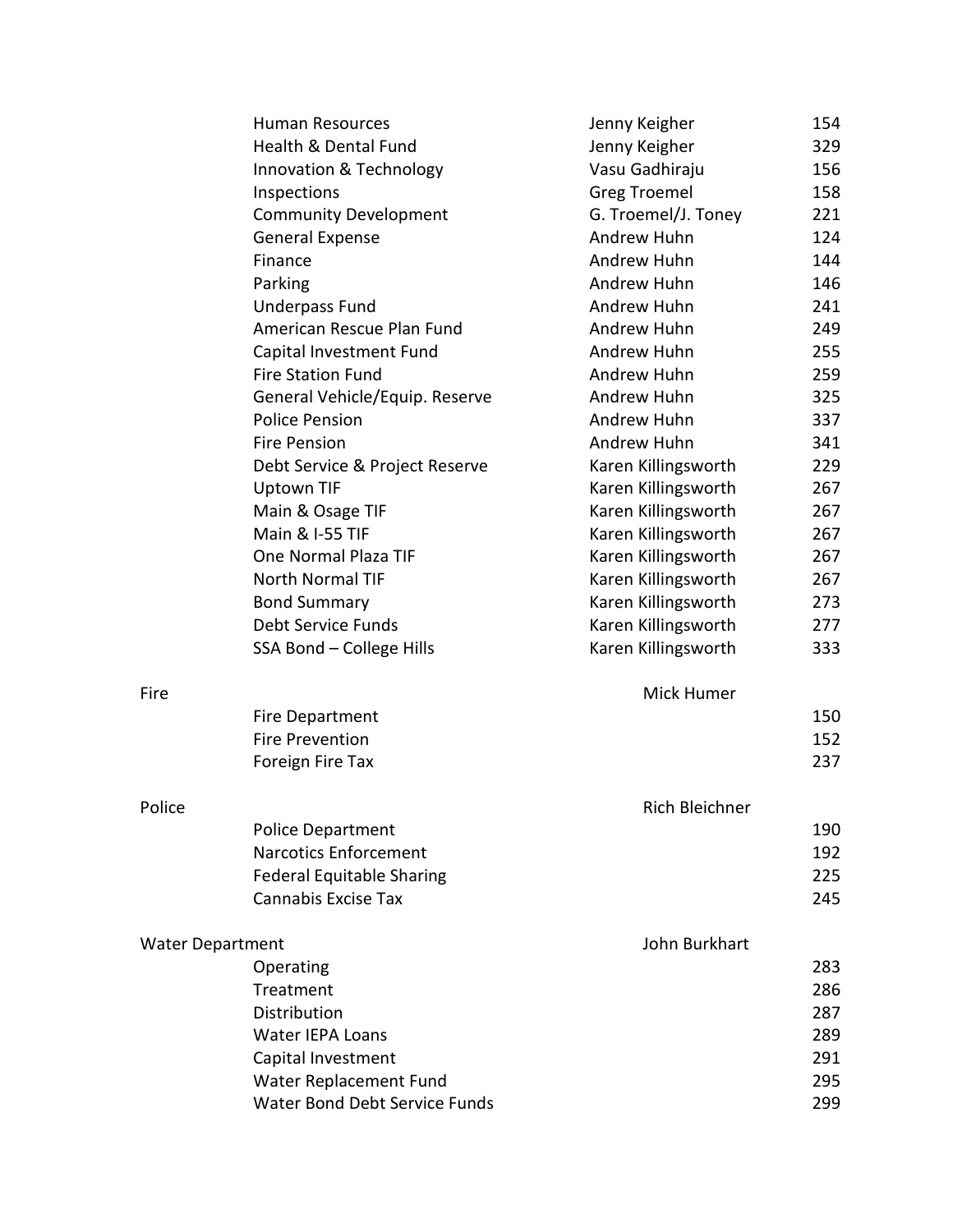| Department | Program/Fund | Contact | Page |
|---|---|---|---|
| | Human Resources | Jenny Keigher | 154 |
| | Health & Dental Fund | Jenny Keigher | 329 |
| | Innovation & Technology | Vasu Gadhiraju | 156 |
| | Inspections | Greg Troemel | 158 |
| | Community Development | G. Troemel/J. Toney | 221 |
| | General Expense | Andrew Huhn | 124 |
| | Finance | Andrew Huhn | 144 |
| | Parking | Andrew Huhn | 146 |
| | Underpass Fund | Andrew Huhn | 241 |
| | American Rescue Plan Fund | Andrew Huhn | 249 |
| | Capital Investment Fund | Andrew Huhn | 255 |
| | Fire Station Fund | Andrew Huhn | 259 |
| | General Vehicle/Equip. Reserve | Andrew Huhn | 325 |
| | Police Pension | Andrew Huhn | 337 |
| | Fire Pension | Andrew Huhn | 341 |
| | Debt Service & Project Reserve | Karen Killingsworth | 229 |
| | Uptown TIF | Karen Killingsworth | 267 |
| | Main & Osage TIF | Karen Killingsworth | 267 |
| | Main & I-55 TIF | Karen Killingsworth | 267 |
| | One Normal Plaza TIF | Karen Killingsworth | 267 |
| | North Normal TIF | Karen Killingsworth | 267 |
| | Bond Summary | Karen Killingsworth | 273 |
| | Debt Service Funds | Karen Killingsworth | 277 |
| | SSA Bond – College Hills | Karen Killingsworth | 333 |
| Fire | | Mick Humer | |
| | Fire Department | | 150 |
| | Fire Prevention | | 152 |
| | Foreign Fire Tax | | 237 |
| Police | | Rich Bleichner | |
| | Police Department | | 190 |
| | Narcotics Enforcement | | 192 |
| | Federal Equitable Sharing | | 225 |
| | Cannabis Excise Tax | | 245 |
| Water Department | | John Burkhart | |
| | Operating | | 283 |
| | Treatment | | 286 |
| | Distribution | | 287 |
| | Water IEPA Loans | | 289 |
| | Capital Investment | | 291 |
| | Water Replacement Fund | | 295 |
| | Water Bond Debt Service Funds | | 299 |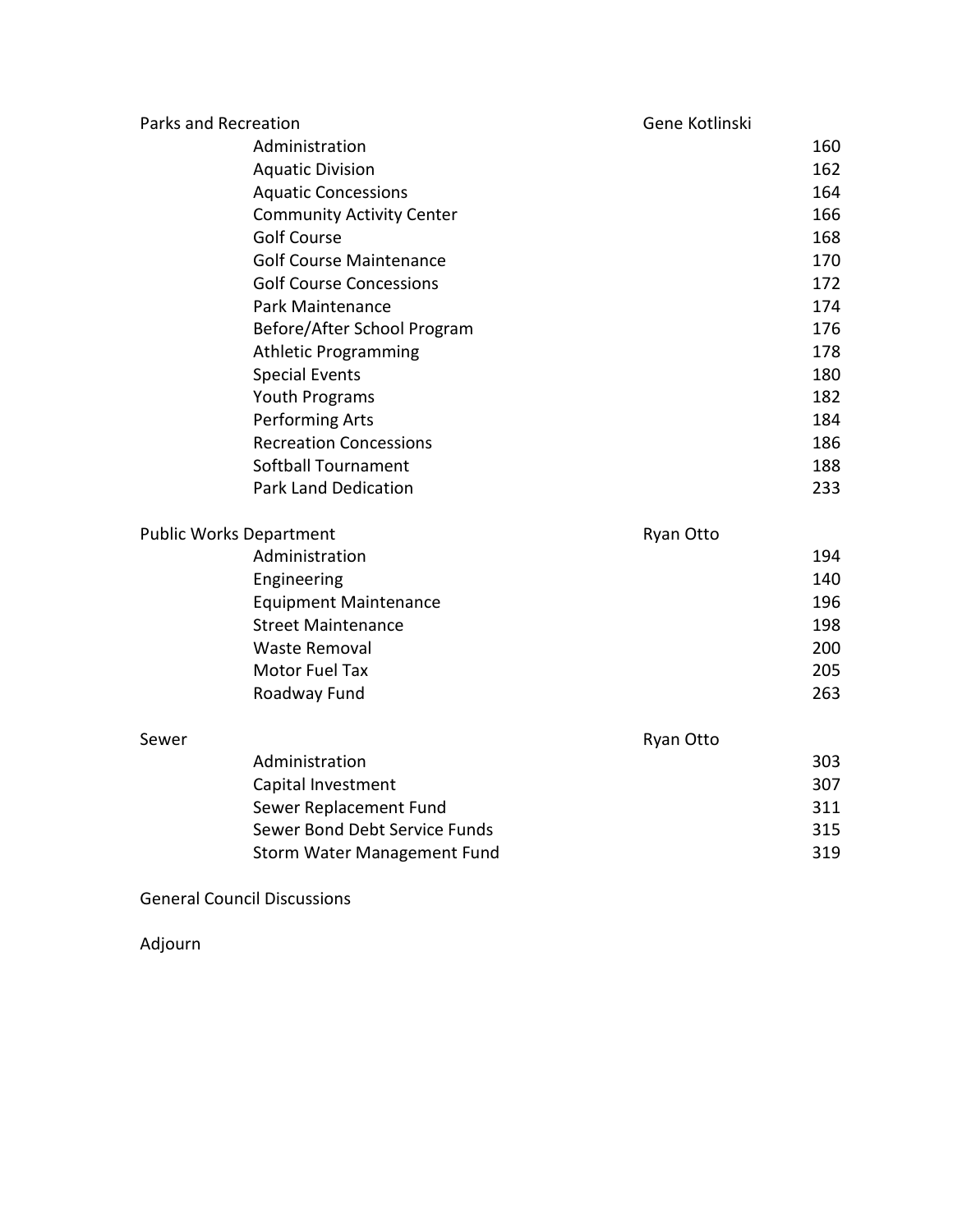| | | |
|---|---|---|
| Parks and Recreation | Gene Kotlinski | |
| Administration | | 160 |
| Aquatic Division | | 162 |
| Aquatic Concessions | | 164 |
| Community Activity Center | | 166 |
| Golf Course | | 168 |
| Golf Course Maintenance | | 170 |
| Golf Course Concessions | | 172 |
| Park Maintenance | | 174 |
| Before/After School Program | | 176 |
| Athletic Programming | | 178 |
| Special Events | | 180 |
| Youth Programs | | 182 |
| Performing Arts | | 184 |
| Recreation Concessions | | 186 |
| Softball Tournament | | 188 |
| Park Land Dedication | | 233 |
| Public Works Department | Ryan Otto | |
| Administration | | 194 |
| Engineering | | 140 |
| Equipment Maintenance | | 196 |
| Street Maintenance | | 198 |
| Waste Removal | | 200 |
| Motor Fuel Tax | | 205 |
| Roadway Fund | | 263 |
| Sewer | Ryan Otto | |
| Administration | | 303 |
| Capital Investment | | 307 |
| Sewer Replacement Fund | | 311 |
| Sewer Bond Debt Service Funds | | 315 |
| Storm Water Management Fund | | 319 |

General Council Discussions

Adjourn